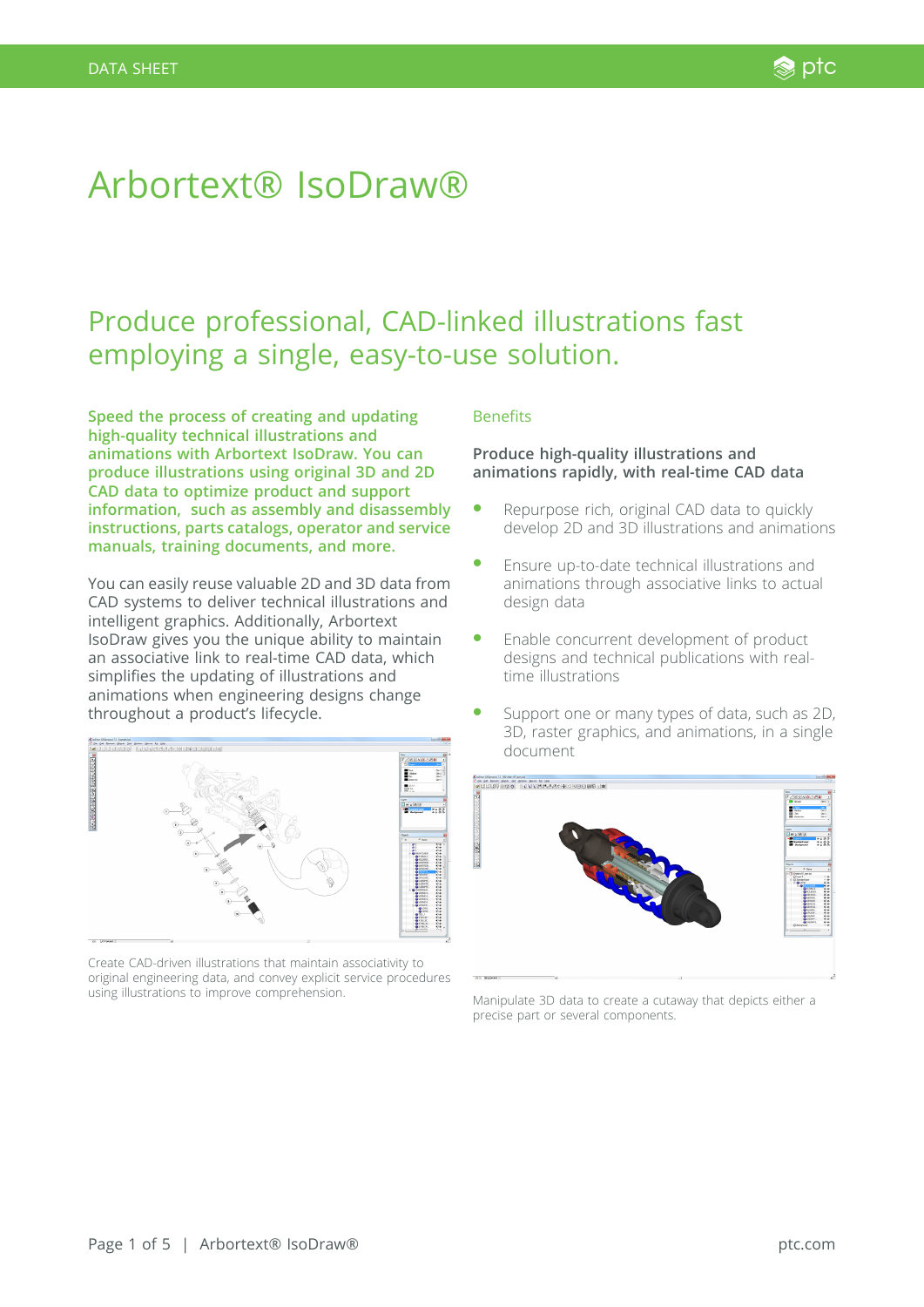DATA SHEET

# Arbortext® IsoDraw®

## Produce professional, CAD-linked illustrations fast employing a single, easy-to-use solution.

**Speed the process of creating and updating high-quality technical illustrations and animations with Arbortext IsoDraw. You can produce illustrations using original 3D and 2D CAD data to optimize product and support information, such as assembly and disassembly instructions, parts catalogs, operator and service manuals, training documents, and more.**

You can easily reuse valuable 2D and 3D data from CAD systems to deliver technical illustrations and intelligent graphics. Additionally, Arbortext IsoDraw gives you the unique ability to maintain an associative link to real-time CAD data, which simplifies the updating of illustrations and animations when engineering designs change throughout a product's lifecycle.

Create CAD-driven illustrations that maintain associativity to original engineering data, and convey explicit service procedures using illustrations to improve comprehension.

### Benefits

**Produce high-quality illustrations and animations rapidly, with real-time CAD data**

- Repurpose rich, original CAD data to quickly develop 2D and 3D illustrations and animations
- Ensure up-to-date technical illustrations and animations through associative links to actual design data
- Enable concurrent development of product designs and technical publications with real-time illustrations
- Support one or many types of data, such as 2D, 3D, raster graphics, and animations, in a single document

Manipulate 3D data to create a cutaway that depicts either a precise part or several components.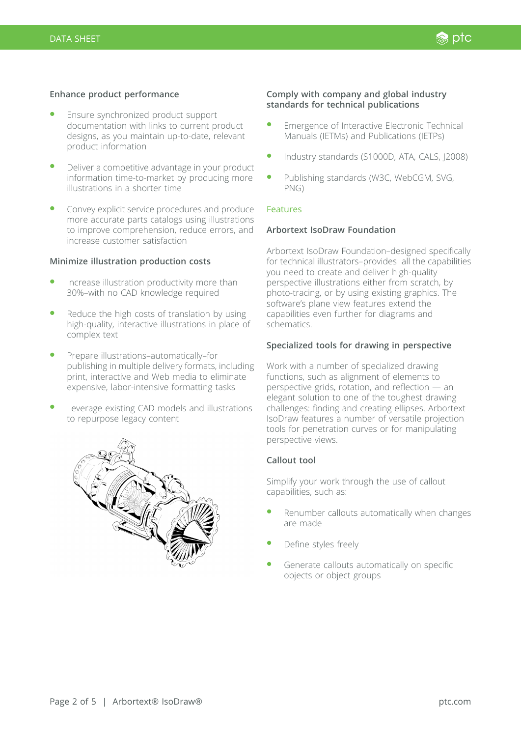### Enhance product performance

- Ensure synchronized product support documentation with links to current product designs, as you maintain up-to-date, relevant product information
- Deliver a competitive advantage in your product information time-to-market by producing more illustrations in a shorter time
- Convey explicit service procedures and produce more accurate parts catalogs using illustrations to improve comprehension, reduce errors, and increase customer satisfaction

### Minimize illustration production costs

- Increase illustration productivity more than 30%–with no CAD knowledge required
- Reduce the high costs of translation by using high-quality, interactive illustrations in place of complex text
- Prepare illustrations–automatically–for publishing in multiple delivery formats, including print, interactive and Web media to eliminate expensive, labor-intensive formatting tasks
- Leverage existing CAD models and illustrations to repurpose legacy content

### Comply with company and global industry standards for technical publications

- Emergence of Interactive Electronic Technical Manuals (IETMs) and Publications (IETPs)
- Industry standards (S1000D, ATA, CALS, J2008)
- Publishing standards (W3C, WebCGM, SVG, PNG)

## Features

### Arbortext IsoDraw Foundation

Arbortext IsoDraw Foundation–designed specifically for technical illustrators–provides all the capabilities you need to create and deliver high-quality perspective illustrations either from scratch, by photo-tracing, or by using existing graphics. The software's plane view features extend the capabilities even further for diagrams and schematics.

### Specialized tools for drawing in perspective

Work with a number of specialized drawing functions, such as alignment of elements to perspective grids, rotation, and reflection — an elegant solution to one of the toughest drawing challenges: finding and creating ellipses. Arbortext IsoDraw features a number of versatile projection tools for penetration curves or for manipulating perspective views.

### Callout tool

Simplify your work through the use of callout capabilities, such as:

- Renumber callouts automatically when changes are made
- Define styles freely
- Generate callouts automatically on specific objects or object groups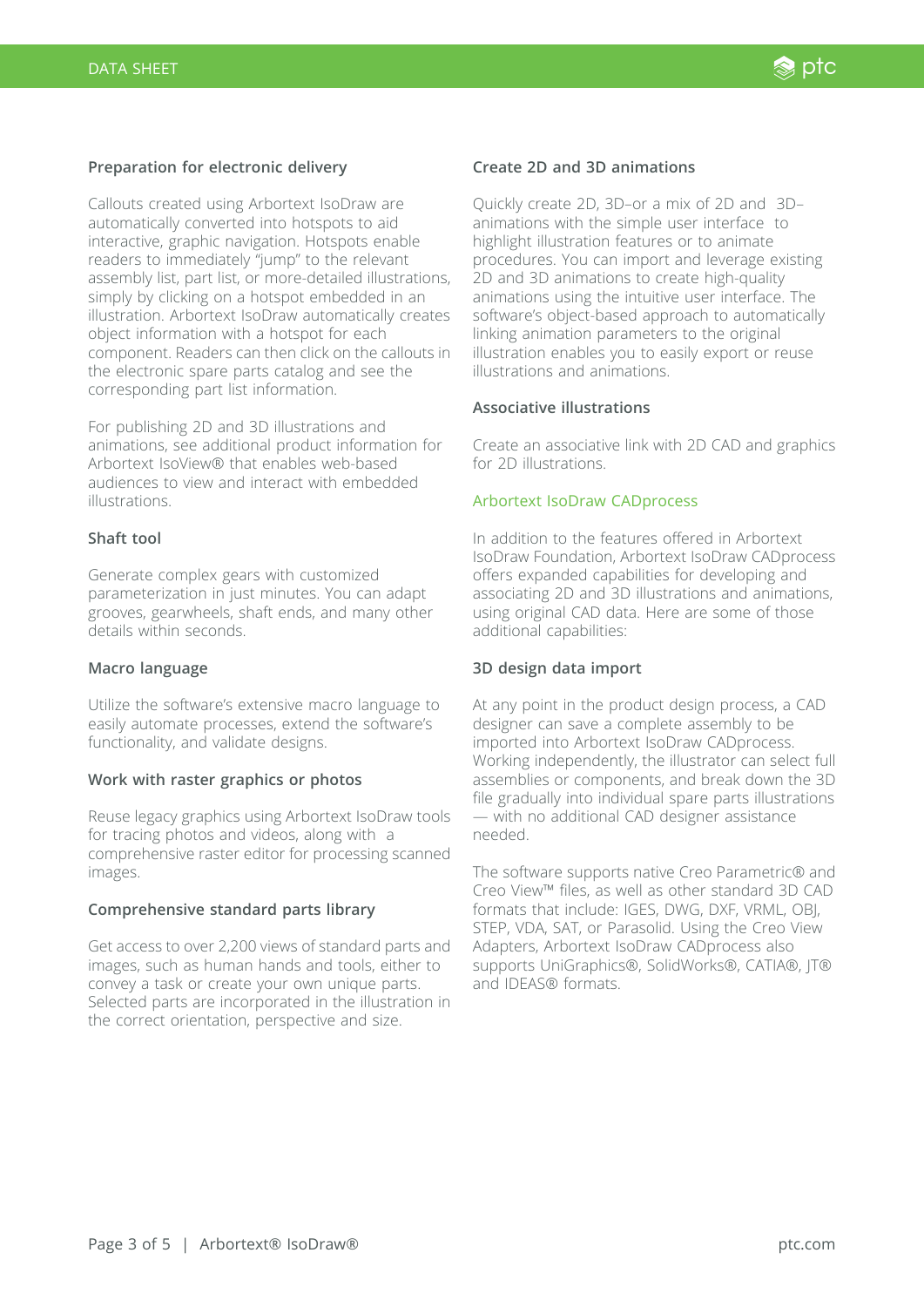### Preparation for electronic delivery

Callouts created using Arbortext IsoDraw are automatically converted into hotspots to aid interactive, graphic navigation. Hotspots enable readers to immediately "jump" to the relevant assembly list, part list, or more-detailed illustrations, simply by clicking on a hotspot embedded in an illustration. Arbortext IsoDraw automatically creates object information with a hotspot for each component. Readers can then click on the callouts in the electronic spare parts catalog and see the corresponding part list information.

For publishing 2D and 3D illustrations and animations, see additional product information for Arbortext IsoView® that enables web-based audiences to view and interact with embedded illustrations.

### Shaft tool

Generate complex gears with customized parameterization in just minutes. You can adapt grooves, gearwheels, shaft ends, and many other details within seconds.

### Macro language

Utilize the software's extensive macro language to easily automate processes, extend the software's functionality, and validate designs.

### Work with raster graphics or photos

Reuse legacy graphics using Arbortext IsoDraw tools for tracing photos and videos, along with a comprehensive raster editor for processing scanned images.

### Comprehensive standard parts library

Get access to over 2,200 views of standard parts and images, such as human hands and tools, either to convey a task or create your own unique parts. Selected parts are incorporated in the illustration in the correct orientation, perspective and size.

### Create 2D and 3D animations

Quickly create 2D, 3D–or a mix of 2D and 3D–animations with the simple user interface to highlight illustration features or to animate procedures. You can import and leverage existing 2D and 3D animations to create high-quality animations using the intuitive user interface. The software's object-based approach to automatically linking animation parameters to the original illustration enables you to easily export or reuse illustrations and animations.

### Associative illustrations

Create an associative link with 2D CAD and graphics for 2D illustrations.

## Arbortext IsoDraw CADprocess

In addition to the features offered in Arbortext IsoDraw Foundation, Arbortext IsoDraw CADprocess offers expanded capabilities for developing and associating 2D and 3D illustrations and animations, using original CAD data. Here are some of those additional capabilities:

### 3D design data import

At any point in the product design process, a CAD designer can save a complete assembly to be imported into Arbortext IsoDraw CADprocess. Working independently, the illustrator can select full assemblies or components, and break down the 3D file gradually into individual spare parts illustrations — with no additional CAD designer assistance needed.

The software supports native Creo Parametric® and Creo View™ files, as well as other standard 3D CAD formats that include: IGES, DWG, DXF, VRML, OBJ, STEP, VDA, SAT, or Parasolid. Using the Creo View Adapters, Arbortext IsoDraw CADprocess also supports UniGraphics®, SolidWorks®, CATIA®, JT® and IDEAS® formats.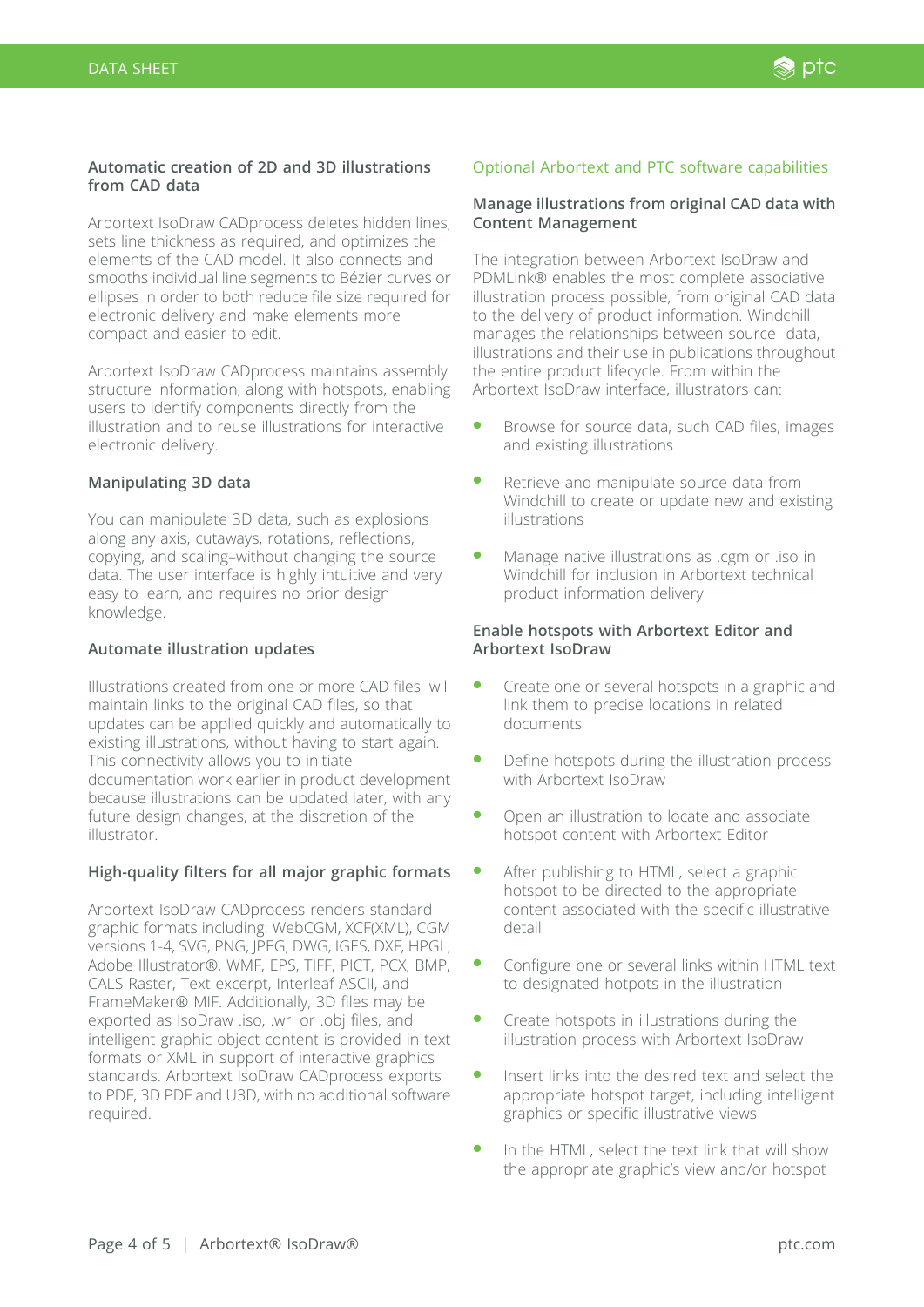### Automatic creation of 2D and 3D illustrations from CAD data

Arbortext IsoDraw CADprocess deletes hidden lines, sets line thickness as required, and optimizes the elements of the CAD model. It also connects and smooths individual line segments to Bézier curves or ellipses in order to both reduce file size required for electronic delivery and make elements more compact and easier to edit.

Arbortext IsoDraw CADprocess maintains assembly structure information, along with hotspots, enabling users to identify components directly from the illustration and to reuse illustrations for interactive electronic delivery.

### Manipulating 3D data

You can manipulate 3D data, such as explosions along any axis, cutaways, rotations, reflections, copying, and scaling–without changing the source data. The user interface is highly intuitive and very easy to learn, and requires no prior design knowledge.

### Automate illustration updates

Illustrations created from one or more CAD files will maintain links to the original CAD files, so that updates can be applied quickly and automatically to existing illustrations, without having to start again. This connectivity allows you to initiate documentation work earlier in product development because illustrations can be updated later, with any future design changes, at the discretion of the illustrator.

### High-quality filters for all major graphic formats

Arbortext IsoDraw CADprocess renders standard graphic formats including: WebCGM, XCF(XML), CGM versions 1-4, SVG, PNG, JPEG, DWG, IGES, DXF, HPGL, Adobe Illustrator®, WMF, EPS, TIFF, PICT, PCX, BMP, CALS Raster, Text excerpt, Interleaf ASCII, and FrameMaker® MIF. Additionally, 3D files may be exported as IsoDraw .iso, .wrl or .obj files, and intelligent graphic object content is provided in text formats or XML in support of interactive graphics standards. Arbortext IsoDraw CADprocess exports to PDF, 3D PDF and U3D, with no additional software required.

## Optional Arbortext and PTC software capabilities

### Manage illustrations from original CAD data with Content Management

The integration between Arbortext IsoDraw and PDMLink® enables the most complete associative illustration process possible, from original CAD data to the delivery of product information. Windchill manages the relationships between source data, illustrations and their use in publications throughout the entire product lifecycle. From within the Arbortext IsoDraw interface, illustrators can:

- Browse for source data, such CAD files, images and existing illustrations
- Retrieve and manipulate source data from Windchill to create or update new and existing illustrations
- Manage native illustrations as .cgm or .iso in Windchill for inclusion in Arbortext technical product information delivery

### Enable hotspots with Arbortext Editor and Arbortext IsoDraw

- Create one or several hotspots in a graphic and link them to precise locations in related documents
- Define hotspots during the illustration process with Arbortext IsoDraw
- Open an illustration to locate and associate hotspot content with Arbortext Editor
- After publishing to HTML, select a graphic hotspot to be directed to the appropriate content associated with the specific illustrative detail
- Configure one or several links within HTML text to designated hotpots in the illustration
- Create hotspots in illustrations during the illustration process with Arbortext IsoDraw
- Insert links into the desired text and select the appropriate hotspot target, including intelligent graphics or specific illustrative views
- In the HTML, select the text link that will show the appropriate graphic's view and/or hotspot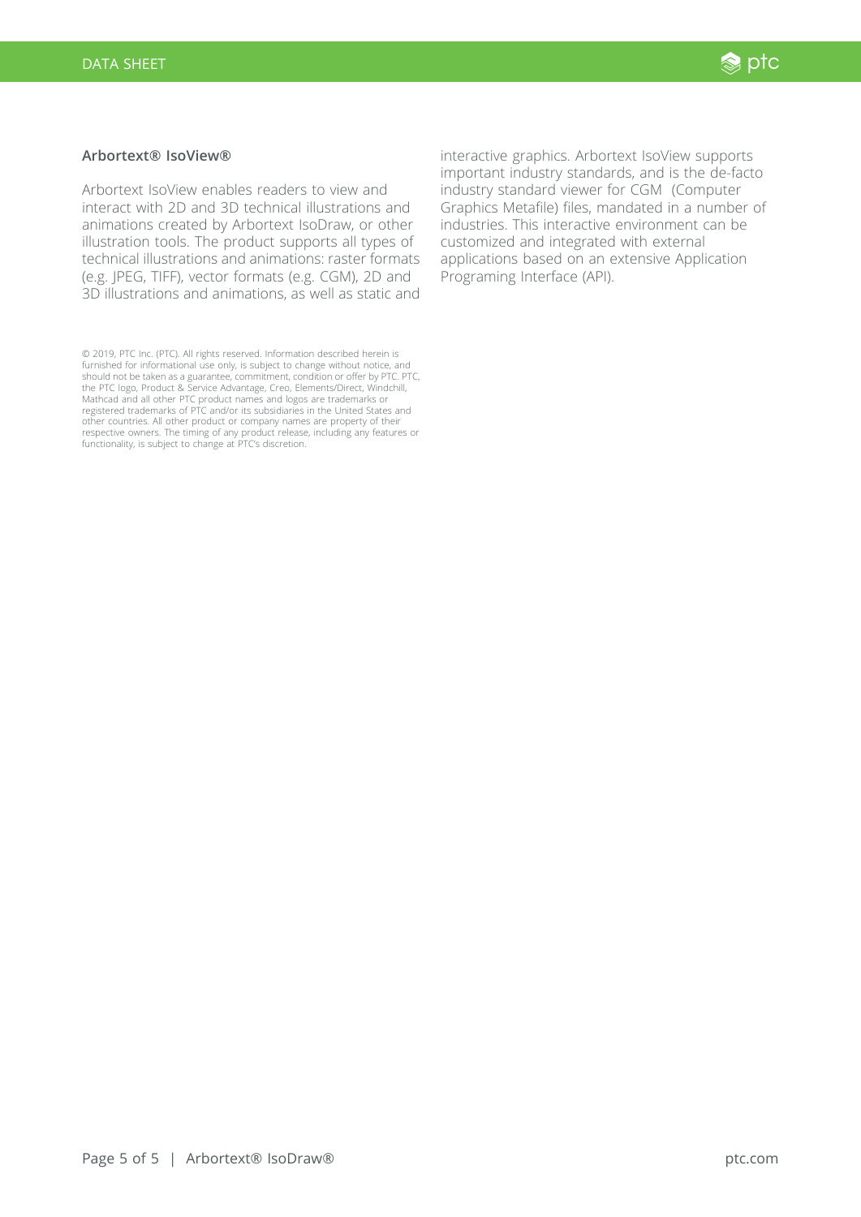### Arbortext® IsoView®

Arbortext IsoView enables readers to view and interact with 2D and 3D technical illustrations and animations created by Arbortext IsoDraw, or other illustration tools. The product supports all types of technical illustrations and animations: raster formats (e.g. JPEG, TIFF), vector formats (e.g. CGM), 2D and 3D illustrations and animations, as well as static and interactive graphics. Arbortext IsoView supports important industry standards, and is the de-facto industry standard viewer for CGM (Computer Graphics Metafile) files, mandated in a number of industries. This interactive environment can be customized and integrated with external applications based on an extensive Application Programing Interface (API).

© 2019, PTC Inc. (PTC). All rights reserved. Information described herein is furnished for informational use only, is subject to change without notice, and should not be taken as a guarantee, commitment, condition or offer by PTC. PTC, the PTC logo, Product & Service Advantage, Creo, Elements/Direct, Windchill, Mathcad and all other PTC product names and logos are trademarks or registered trademarks of PTC and/or its subsidiaries in the United States and other countries. All other product or company names are property of their respective owners. The timing of any product release, including any features or functionality, is subject to change at PTC's discretion.